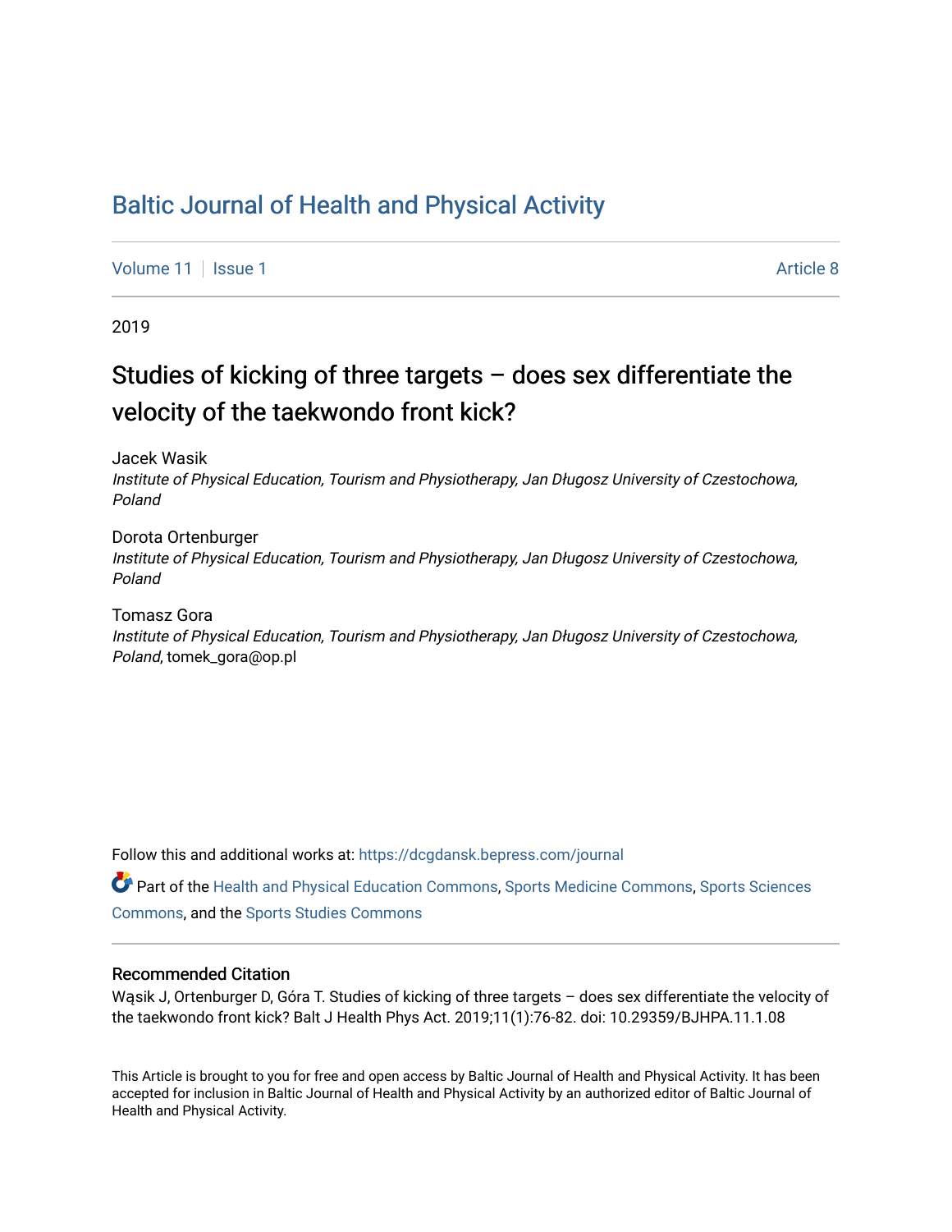# Baltic Journal of Health and Physical Activity

Volume 11 | Issue 1 | Article 8

2019

## Studies of kicking of three targets – does sex differentiate the velocity of the taekwondo front kick?

Jacek Wasik
*Institute of Physical Education, Tourism and Physiotherapy, Jan Długosz University of Czestochowa, Poland*

Dorota Ortenburger
*Institute of Physical Education, Tourism and Physiotherapy, Jan Długosz University of Czestochowa, Poland*

Tomasz Gora
*Institute of Physical Education, Tourism and Physiotherapy, Jan Długosz University of Czestochowa, Poland*, tomek_gora@op.pl

Follow this and additional works at: https://dcgdansk.bepress.com/journal

Part of the Health and Physical Education Commons, Sports Medicine Commons, Sports Sciences Commons, and the Sports Studies Commons

### Recommended Citation

Wąsik J, Ortenburger D, Góra T. Studies of kicking of three targets – does sex differentiate the velocity of the taekwondo front kick? Balt J Health Phys Act. 2019;11(1):76-82. doi: 10.29359/BJHPA.11.1.08

This Article is brought to you for free and open access by Baltic Journal of Health and Physical Activity. It has been accepted for inclusion in Baltic Journal of Health and Physical Activity by an authorized editor of Baltic Journal of Health and Physical Activity.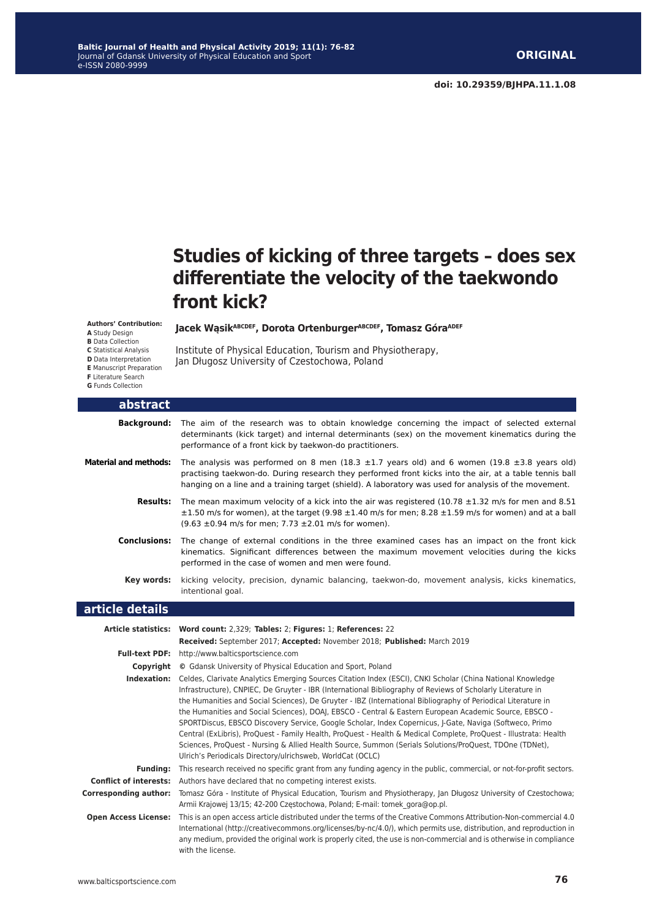# Studies of kicking of three targets – does sex differentiate the velocity of the taekwondo front kick?

**Authors' Contribution:**
**A** Study Design
**B** Data Collection
**C** Statistical Analysis
**D** Data Interpretation
**E** Manuscript Preparation
**F** Literature Search
**G** Funds Collection

**Jacek Wąsik[ABCDEF], Dorota Ortenburger[ABCDEF], Tomasz Góra[ADEF]**

Institute of Physical Education, Tourism and Physiotherapy, Jan Długosz University of Czestochowa, Poland

## abstract

**Background:** The aim of the research was to obtain knowledge concerning the impact of selected external determinants (kick target) and internal determinants (sex) on the movement kinematics during the performance of a front kick by taekwon-do practitioners.

**Material and methods:** The analysis was performed on 8 men (18.3 ±1.7 years old) and 6 women (19.8 ±3.8 years old) practising taekwon-do. During research they performed front kicks into the air, at a table tennis ball hanging on a line and a training target (shield). A laboratory was used for analysis of the movement.

**Results:** The mean maximum velocity of a kick into the air was registered (10.78 ±1.32 m/s for men and 8.51 ±1.50 m/s for women), at the target (9.98 ±1.40 m/s for men; 8.28 ±1.59 m/s for women) and at a ball (9.63 ±0.94 m/s for men; 7.73 ±2.01 m/s for women).

**Conclusions:** The change of external conditions in the three examined cases has an impact on the front kick kinematics. Significant differences between the maximum movement velocities during the kicks performed in the case of women and men were found.

**Key words:** kicking velocity, precision, dynamic balancing, taekwon-do, movement analysis, kicks kinematics, intentional goal.

## article details

**Article statistics:** **Word count:** 2,329; **Tables:** 2; **Figures:** 1; **References:** 22
**Received:** September 2017; **Accepted:** November 2018; **Published:** March 2019

**Full-text PDF:** http://www.balticsportscience.com

**Copyright** © Gdansk University of Physical Education and Sport, Poland

**Indexation:** Celdes, Clarivate Analytics Emerging Sources Citation Index (ESCI), CNKI Scholar (China National Knowledge Infrastructure), CNPIEC, De Gruyter - IBR (International Bibliography of Reviews of Scholarly Literature in the Humanities and Social Sciences), De Gruyter - IBZ (International Bibliography of Periodical Literature in the Humanities and Social Sciences), DOAJ, EBSCO - Central & Eastern European Academic Source, EBSCO - SPORTDiscus, EBSCO Discovery Service, Google Scholar, Index Copernicus, J-Gate, Naviga (Softweco, Primo Central (ExLibris), ProQuest - Family Health, ProQuest - Health & Medical Complete, ProQuest - Illustrata: Health Sciences, ProQuest - Nursing & Allied Health Source, Summon (Serials Solutions/ProQuest, TDOne (TDNet), Ulrich's Periodicals Directory/ulrichsweb, WorldCat (OCLC)

**Funding:** This research received no specific grant from any funding agency in the public, commercial, or not-for-profit sectors.

**Conflict of interests:** Authors have declared that no competing interest exists.

**Corresponding author:** Tomasz Góra - Institute of Physical Education, Tourism and Physiotherapy, Jan Długosz University of Czestochowa; Armii Krajowej 13/15; 42-200 Częstochowa, Poland; E-mail: tomek_gora@op.pl.

**Open Access License:** This is an open access article distributed under the terms of the Creative Commons Attribution-Non-commercial 4.0 International (http://creativecommons.org/licenses/by-nc/4.0/), which permits use, distribution, and reproduction in any medium, provided the original work is properly cited, the use is non-commercial and is otherwise in compliance with the license.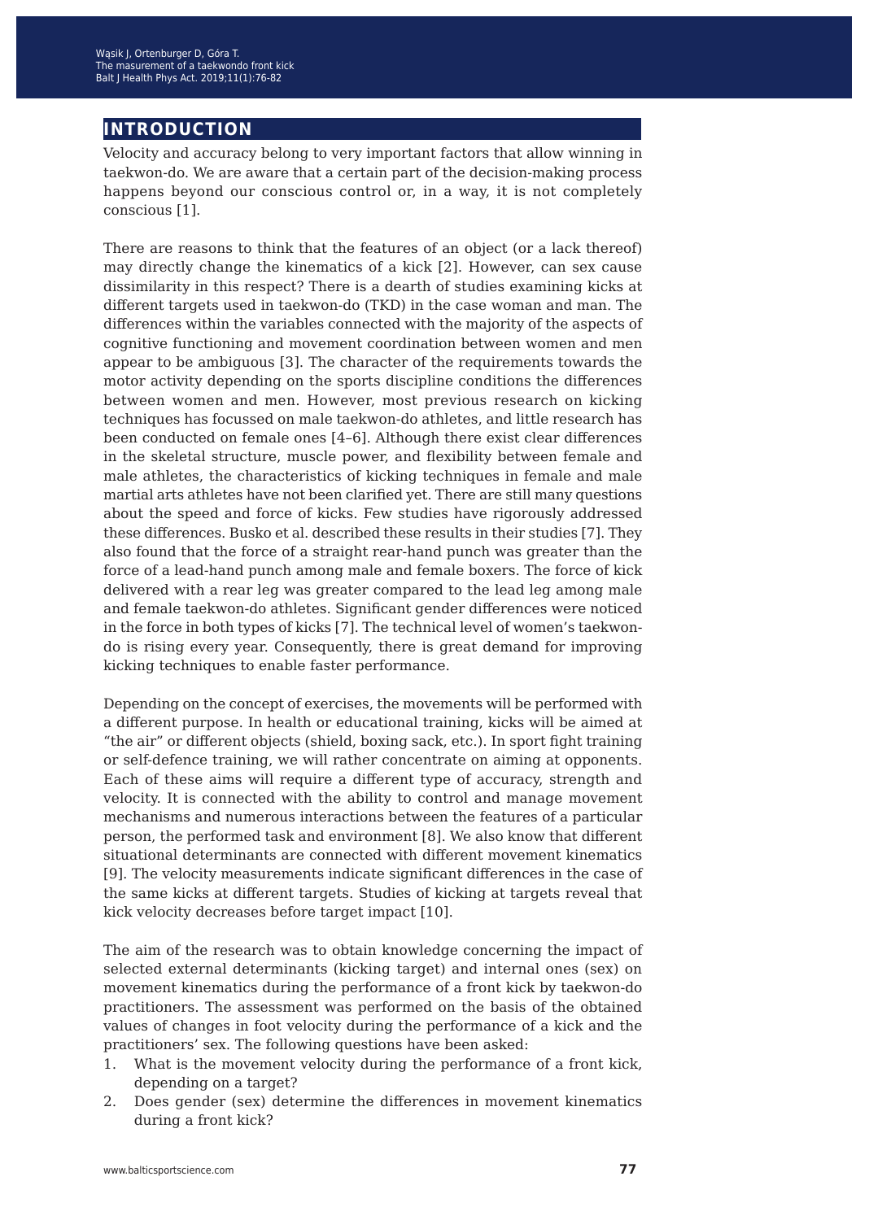## INTRODUCTION

Velocity and accuracy belong to very important factors that allow winning in taekwon-do. We are aware that a certain part of the decision-making process happens beyond our conscious control or, in a way, it is not completely conscious [1].

There are reasons to think that the features of an object (or a lack thereof) may directly change the kinematics of a kick [2]. However, can sex cause dissimilarity in this respect? There is a dearth of studies examining kicks at different targets used in taekwon-do (TKD) in the case woman and man. The differences within the variables connected with the majority of the aspects of cognitive functioning and movement coordination between women and men appear to be ambiguous [3]. The character of the requirements towards the motor activity depending on the sports discipline conditions the differences between women and men. However, most previous research on kicking techniques has focussed on male taekwon-do athletes, and little research has been conducted on female ones [4–6]. Although there exist clear differences in the skeletal structure, muscle power, and flexibility between female and male athletes, the characteristics of kicking techniques in female and male martial arts athletes have not been clarified yet. There are still many questions about the speed and force of kicks. Few studies have rigorously addressed these differences. Busko et al. described these results in their studies [7]. They also found that the force of a straight rear-hand punch was greater than the force of a lead-hand punch among male and female boxers. The force of kick delivered with a rear leg was greater compared to the lead leg among male and female taekwon-do athletes. Significant gender differences were noticed in the force in both types of kicks [7]. The technical level of women's taekwon-do is rising every year. Consequently, there is great demand for improving kicking techniques to enable faster performance.

Depending on the concept of exercises, the movements will be performed with a different purpose. In health or educational training, kicks will be aimed at "the air" or different objects (shield, boxing sack, etc.). In sport fight training or self-defence training, we will rather concentrate on aiming at opponents. Each of these aims will require a different type of accuracy, strength and velocity. It is connected with the ability to control and manage movement mechanisms and numerous interactions between the features of a particular person, the performed task and environment [8]. We also know that different situational determinants are connected with different movement kinematics [9]. The velocity measurements indicate significant differences in the case of the same kicks at different targets. Studies of kicking at targets reveal that kick velocity decreases before target impact [10].

The aim of the research was to obtain knowledge concerning the impact of selected external determinants (kicking target) and internal ones (sex) on movement kinematics during the performance of a front kick by taekwon-do practitioners. The assessment was performed on the basis of the obtained values of changes in foot velocity during the performance of a kick and the practitioners' sex. The following questions have been asked:

1. What is the movement velocity during the performance of a front kick, depending on a target?
2. Does gender (sex) determine the differences in movement kinematics during a front kick?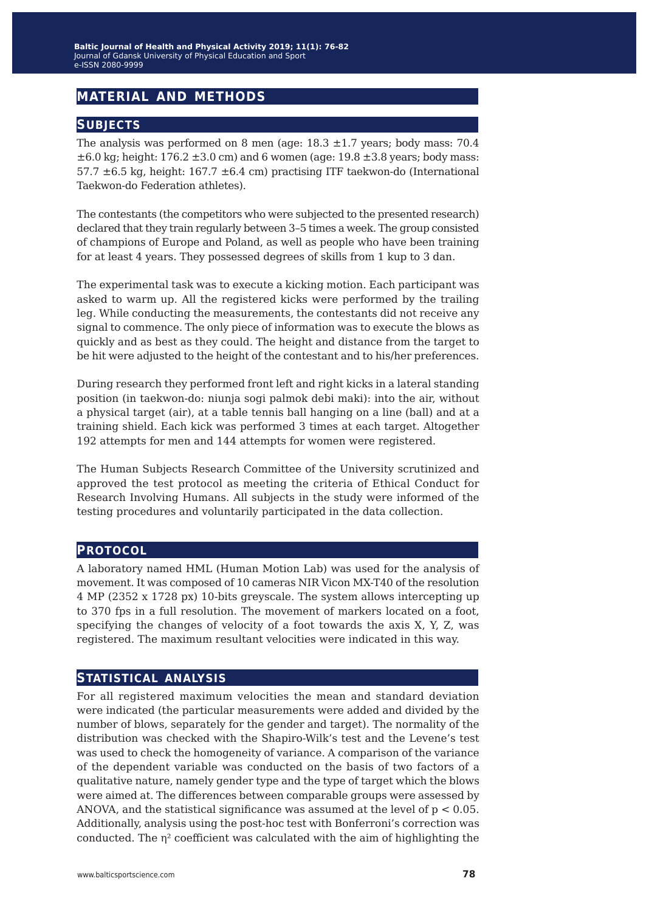## MATERIAL AND METHODS

### SUBJECTS

The analysis was performed on 8 men (age: 18.3 ±1.7 years; body mass: 70.4 ±6.0 kg; height: 176.2 ±3.0 cm) and 6 women (age: 19.8 ±3.8 years; body mass: 57.7 ±6.5 kg, height: 167.7 ±6.4 cm) practising ITF taekwon-do (International Taekwon-do Federation athletes).

The contestants (the competitors who were subjected to the presented research) declared that they train regularly between 3–5 times a week. The group consisted of champions of Europe and Poland, as well as people who have been training for at least 4 years. They possessed degrees of skills from 1 kup to 3 dan.

The experimental task was to execute a kicking motion. Each participant was asked to warm up. All the registered kicks were performed by the trailing leg. While conducting the measurements, the contestants did not receive any signal to commence. The only piece of information was to execute the blows as quickly and as best as they could. The height and distance from the target to be hit were adjusted to the height of the contestant and to his/her preferences.

During research they performed front left and right kicks in a lateral standing position (in taekwon-do: niunja sogi palmok debi maki): into the air, without a physical target (air), at a table tennis ball hanging on a line (ball) and at a training shield. Each kick was performed 3 times at each target. Altogether 192 attempts for men and 144 attempts for women were registered.

The Human Subjects Research Committee of the University scrutinized and approved the test protocol as meeting the criteria of Ethical Conduct for Research Involving Humans. All subjects in the study were informed of the testing procedures and voluntarily participated in the data collection.

### PROTOCOL

A laboratory named HML (Human Motion Lab) was used for the analysis of movement. It was composed of 10 cameras NIR Vicon MX-T40 of the resolution 4 MP (2352 x 1728 px) 10-bits greyscale. The system allows intercepting up to 370 fps in a full resolution. The movement of markers located on a foot, specifying the changes of velocity of a foot towards the axis X, Y, Z, was registered. The maximum resultant velocities were indicated in this way.

### STATISTICAL ANALYSIS

For all registered maximum velocities the mean and standard deviation were indicated (the particular measurements were added and divided by the number of blows, separately for the gender and target). The normality of the distribution was checked with the Shapiro-Wilk's test and the Levene's test was used to check the homogeneity of variance. A comparison of the variance of the dependent variable was conducted on the basis of two factors of a qualitative nature, namely gender type and the type of target which the blows were aimed at. The differences between comparable groups were assessed by ANOVA, and the statistical significance was assumed at the level of $p < 0.05$. Additionally, analysis using the post-hoc test with Bonferroni's correction was conducted. The $\eta^2$ coefficient was calculated with the aim of highlighting the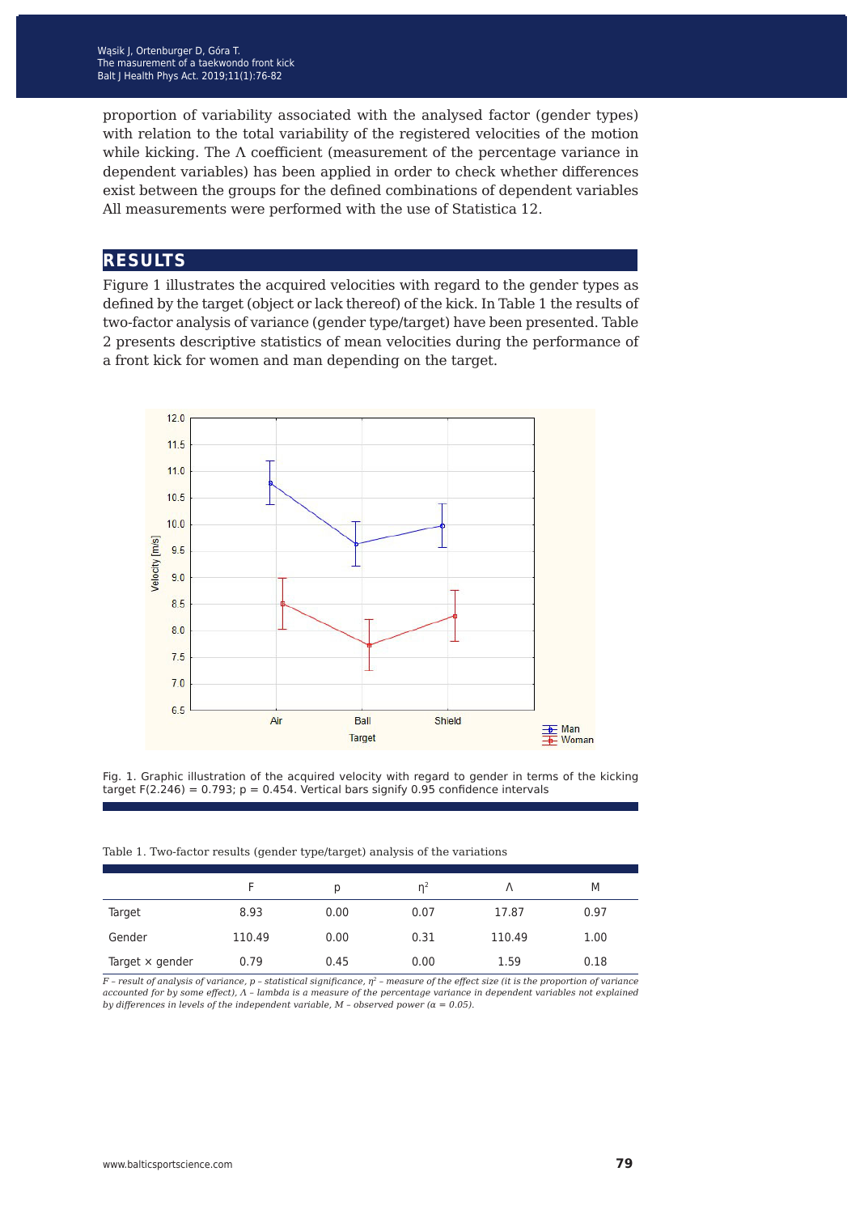proportion of variability associated with the analysed factor (gender types) with relation to the total variability of the registered velocities of the motion while kicking. The Λ coefficient (measurement of the percentage variance in dependent variables) has been applied in order to check whether differences exist between the groups for the defined combinations of dependent variables All measurements were performed with the use of Statistica 12.

## RESULTS

Figure 1 illustrates the acquired velocities with regard to the gender types as defined by the target (object or lack thereof) of the kick. In Table 1 the results of two-factor analysis of variance (gender type/target) have been presented. Table 2 presents descriptive statistics of mean velocities during the performance of a front kick for women and man depending on the target.

Fig. 1. Graphic illustration of the acquired velocity with regard to gender in terms of the kicking target $F(2.246) = 0.793$; $p = 0.454$. Vertical bars signify 0.95 confidence intervals

Table 1. Two-factor results (gender type/target) analysis of the variations

| | F | p | $\eta^2$ | Λ | M |
|---|---|---|---|---|---|
| Target | 8.93 | 0.00 | 0.07 | 17.87 | 0.97 |
| Gender | 110.49 | 0.00 | 0.31 | 110.49 | 1.00 |
| Target × gender | 0.79 | 0.45 | 0.00 | 1.59 | 0.18 |

*F – result of analysis of variance, p – statistical significance, $\eta^2$ – measure of the effect size (it is the proportion of variance accounted for by some effect), Λ – lambda is a measure of the percentage variance in dependent variables not explained by differences in levels of the independent variable, M – observed power (α = 0.05).*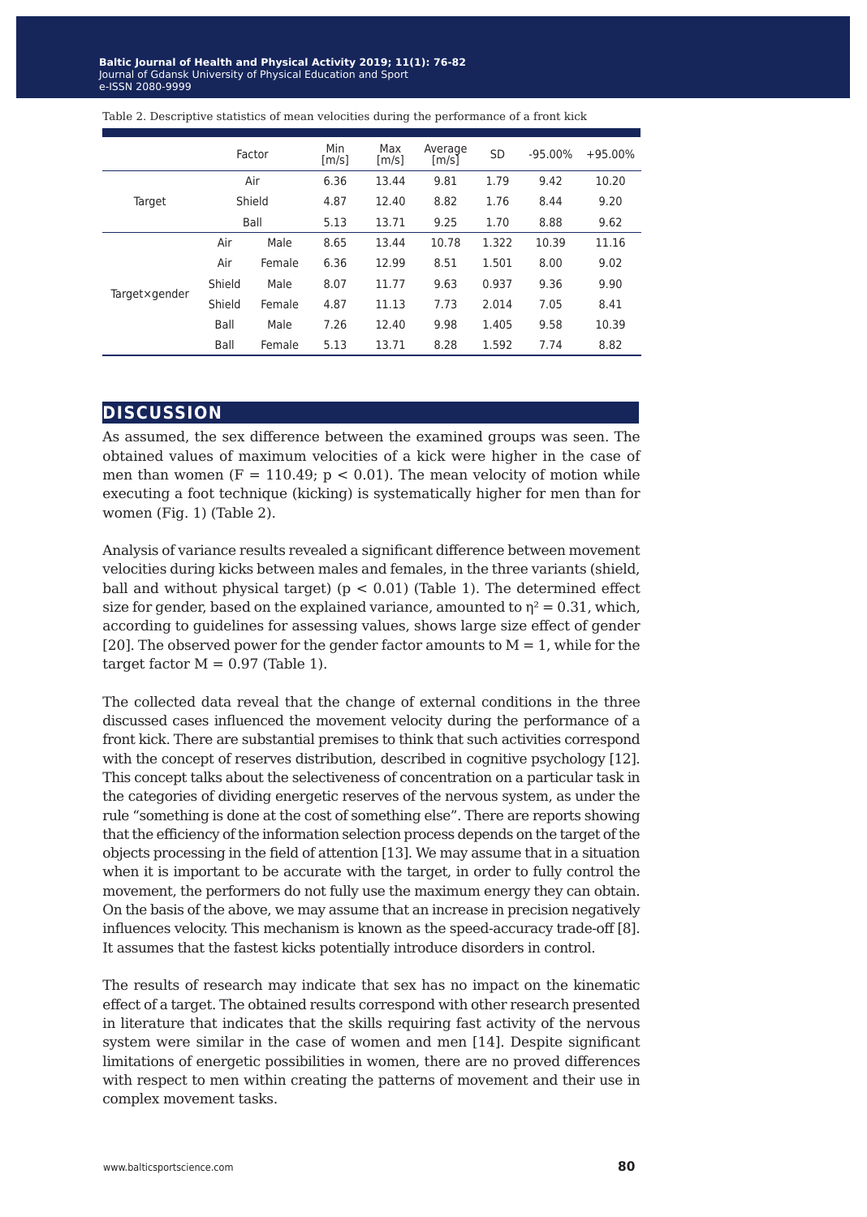Table 2. Descriptive statistics of mean velocities during the performance of a front kick

| Factor | | | Min [m/s] | Max [m/s] | Average [m/s] | SD | -95.00% | +95.00% |
|---|---|---|---|---|---|---|---|---|
| Target | Air | | 6.36 | 13.44 | 9.81 | 1.79 | 9.42 | 10.20 |
| | Shield | | 4.87 | 12.40 | 8.82 | 1.76 | 8.44 | 9.20 |
| | Ball | | 5.13 | 13.71 | 9.25 | 1.70 | 8.88 | 9.62 |
| Target×gender | Air | Male | 8.65 | 13.44 | 10.78 | 1.322 | 10.39 | 11.16 |
| | Air | Female | 6.36 | 12.99 | 8.51 | 1.501 | 8.00 | 9.02 |
| | Shield | Male | 8.07 | 11.77 | 9.63 | 0.937 | 9.36 | 9.90 |
| | Shield | Female | 4.87 | 11.13 | 7.73 | 2.014 | 7.05 | 8.41 |
| | Ball | Male | 7.26 | 12.40 | 9.98 | 1.405 | 9.58 | 10.39 |
| | Ball | Female | 5.13 | 13.71 | 8.28 | 1.592 | 7.74 | 8.82 |

## DISCUSSION

As assumed, the sex difference between the examined groups was seen. The obtained values of maximum velocities of a kick were higher in the case of men than women ($F = 110.49$; $p < 0.01$). The mean velocity of motion while executing a foot technique (kicking) is systematically higher for men than for women (Fig. 1) (Table 2).

Analysis of variance results revealed a significant difference between movement velocities during kicks between males and females, in the three variants (shield, ball and without physical target) ($p < 0.01$) (Table 1). The determined effect size for gender, based on the explained variance, amounted to $\eta^2 = 0.31$, which, according to guidelines for assessing values, shows large size effect of gender [20]. The observed power for the gender factor amounts to $M = 1$, while for the target factor $M = 0.97$ (Table 1).

The collected data reveal that the change of external conditions in the three discussed cases influenced the movement velocity during the performance of a front kick. There are substantial premises to think that such activities correspond with the concept of reserves distribution, described in cognitive psychology [12]. This concept talks about the selectiveness of concentration on a particular task in the categories of dividing energetic reserves of the nervous system, as under the rule "something is done at the cost of something else". There are reports showing that the efficiency of the information selection process depends on the target of the objects processing in the field of attention [13]. We may assume that in a situation when it is important to be accurate with the target, in order to fully control the movement, the performers do not fully use the maximum energy they can obtain. On the basis of the above, we may assume that an increase in precision negatively influences velocity. This mechanism is known as the speed-accuracy trade-off [8]. It assumes that the fastest kicks potentially introduce disorders in control.

The results of research may indicate that sex has no impact on the kinematic effect of a target. The obtained results correspond with other research presented in literature that indicates that the skills requiring fast activity of the nervous system were similar in the case of women and men [14]. Despite significant limitations of energetic possibilities in women, there are no proved differences with respect to men within creating the patterns of movement and their use in complex movement tasks.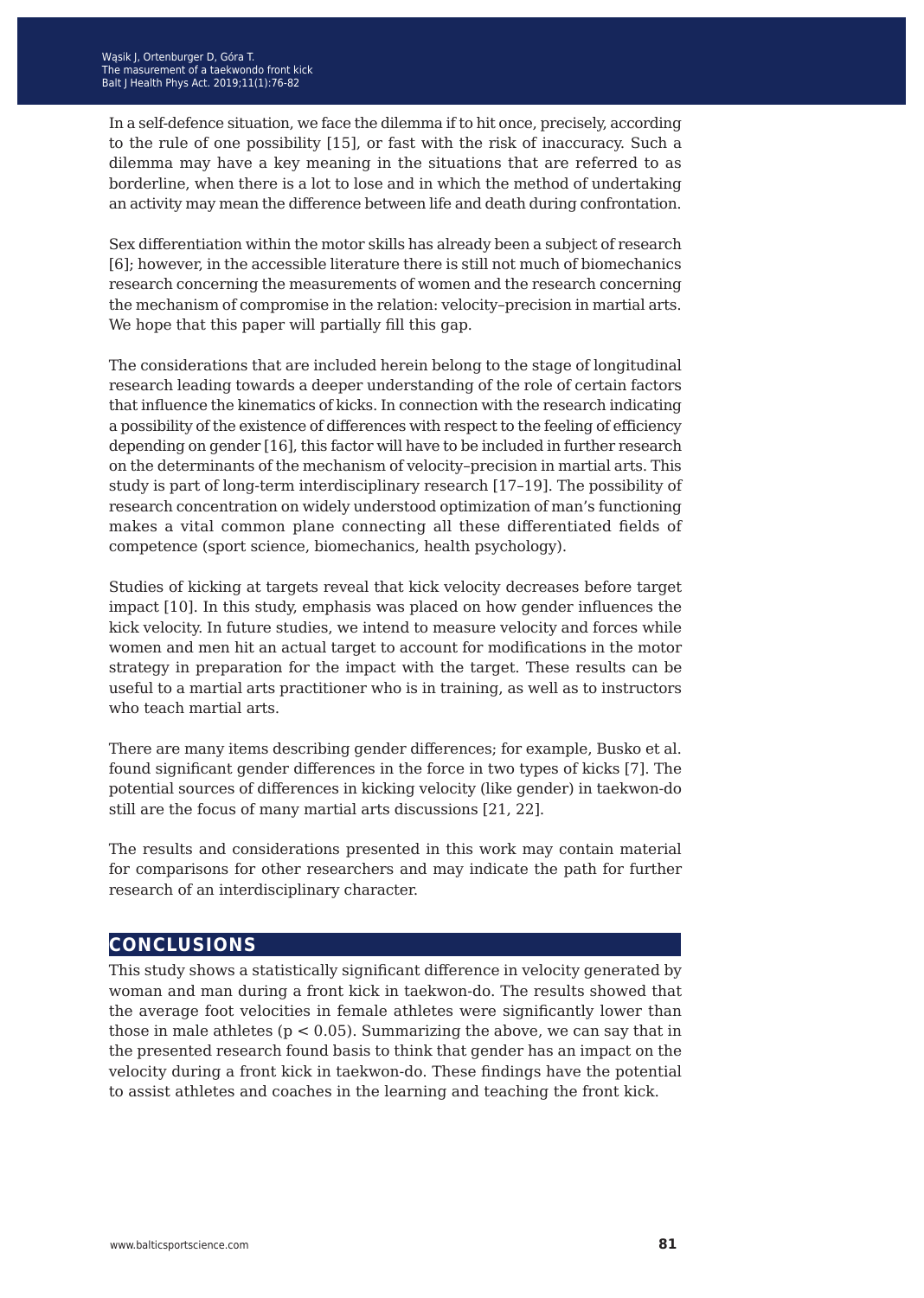In a self-defence situation, we face the dilemma if to hit once, precisely, according to the rule of one possibility [15], or fast with the risk of inaccuracy. Such a dilemma may have a key meaning in the situations that are referred to as borderline, when there is a lot to lose and in which the method of undertaking an activity may mean the difference between life and death during confrontation.

Sex differentiation within the motor skills has already been a subject of research [6]; however, in the accessible literature there is still not much of biomechanics research concerning the measurements of women and the research concerning the mechanism of compromise in the relation: velocity–precision in martial arts. We hope that this paper will partially fill this gap.

The considerations that are included herein belong to the stage of longitudinal research leading towards a deeper understanding of the role of certain factors that influence the kinematics of kicks. In connection with the research indicating a possibility of the existence of differences with respect to the feeling of efficiency depending on gender [16], this factor will have to be included in further research on the determinants of the mechanism of velocity–precision in martial arts. This study is part of long-term interdisciplinary research [17–19]. The possibility of research concentration on widely understood optimization of man's functioning makes a vital common plane connecting all these differentiated fields of competence (sport science, biomechanics, health psychology).

Studies of kicking at targets reveal that kick velocity decreases before target impact [10]. In this study, emphasis was placed on how gender influences the kick velocity. In future studies, we intend to measure velocity and forces while women and men hit an actual target to account for modifications in the motor strategy in preparation for the impact with the target. These results can be useful to a martial arts practitioner who is in training, as well as to instructors who teach martial arts.

There are many items describing gender differences; for example, Busko et al. found significant gender differences in the force in two types of kicks [7]. The potential sources of differences in kicking velocity (like gender) in taekwon-do still are the focus of many martial arts discussions [21, 22].

The results and considerations presented in this work may contain material for comparisons for other researchers and may indicate the path for further research of an interdisciplinary character.

## CONCLUSIONS

This study shows a statistically significant difference in velocity generated by woman and man during a front kick in taekwon-do. The results showed that the average foot velocities in female athletes were significantly lower than those in male athletes ($p < 0.05$). Summarizing the above, we can say that in the presented research found basis to think that gender has an impact on the velocity during a front kick in taekwon-do. These findings have the potential to assist athletes and coaches in the learning and teaching the front kick.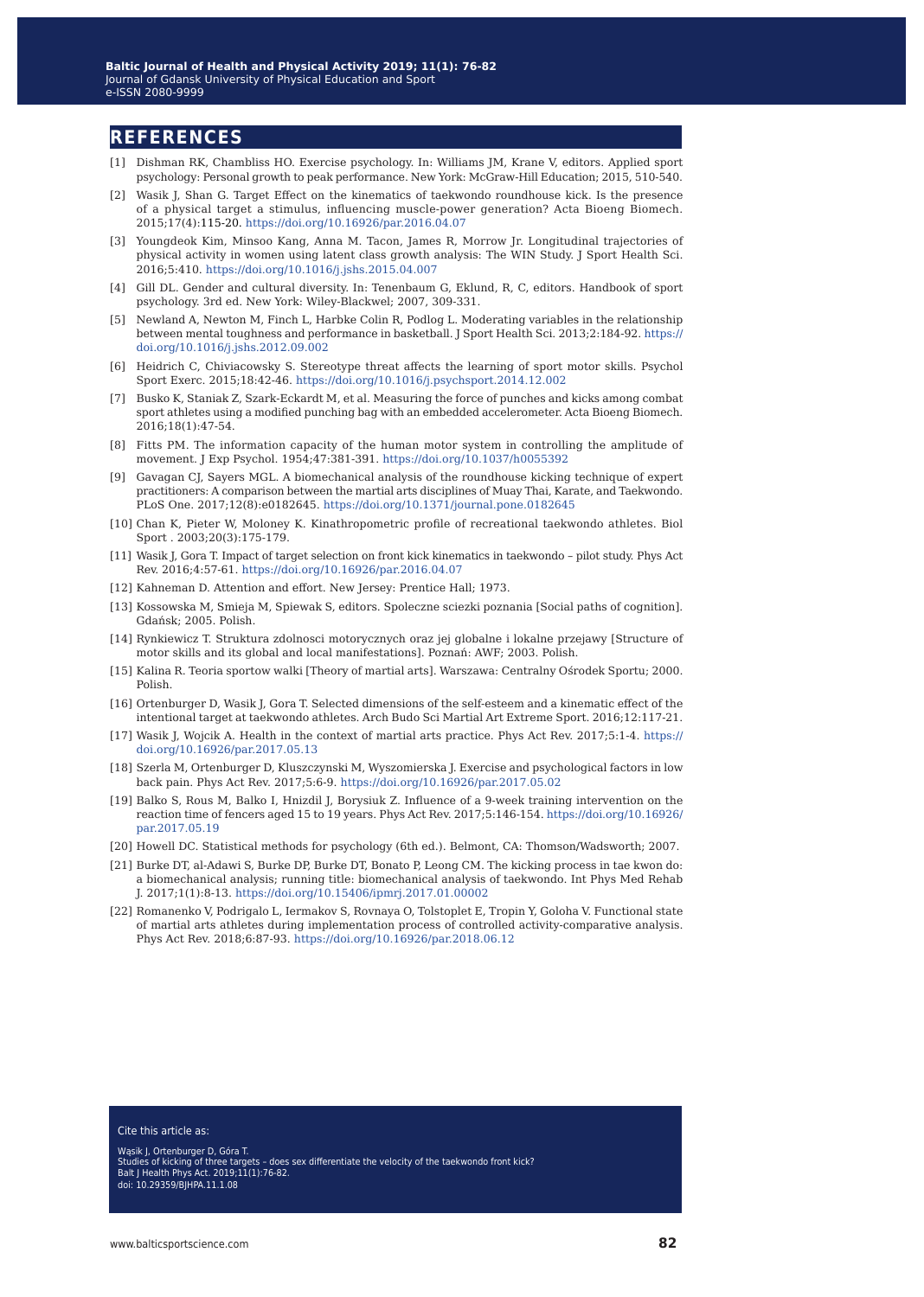# REFERENCES

[1] Dishman RK, Chambliss HO. Exercise psychology. In: Williams JM, Krane V, editors. Applied sport psychology: Personal growth to peak performance. New York: McGraw-Hill Education; 2015, 510-540.

[2] Wasik J, Shan G. Target Effect on the kinematics of taekwondo roundhouse kick. Is the presence of a physical target a stimulus, influencing muscle-power generation? Acta Bioeng Biomech. 2015;17(4):115-20. https://doi.org/10.16926/par.2016.04.07

[3] Youngdeok Kim, Minsoo Kang, Anna M. Tacon, James R, Morrow Jr. Longitudinal trajectories of physical activity in women using latent class growth analysis: The WIN Study. J Sport Health Sci. 2016;5:410. https://doi.org/10.1016/j.jshs.2015.04.007

[4] Gill DL. Gender and cultural diversity. In: Tenenbaum G, Eklund, R, C, editors. Handbook of sport psychology. 3rd ed. New York: Wiley-Blackwel; 2007, 309-331.

[5] Newland A, Newton M, Finch L, Harbke Colin R, Podlog L. Moderating variables in the relationship between mental toughness and performance in basketball. J Sport Health Sci. 2013;2:184-92. https://doi.org/10.1016/j.jshs.2012.09.002

[6] Heidrich C, Chiviacowsky S. Stereotype threat affects the learning of sport motor skills. Psychol Sport Exerc. 2015;18:42-46. https://doi.org/10.1016/j.psychsport.2014.12.002

[7] Busko K, Staniak Z, Szark-Eckardt M, et al. Measuring the force of punches and kicks among combat sport athletes using a modified punching bag with an embedded accelerometer. Acta Bioeng Biomech. 2016;18(1):47-54.

[8] Fitts PM. The information capacity of the human motor system in controlling the amplitude of movement. J Exp Psychol. 1954;47:381-391. https://doi.org/10.1037/h0055392

[9] Gavagan CJ, Sayers MGL. A biomechanical analysis of the roundhouse kicking technique of expert practitioners: A comparison between the martial arts disciplines of Muay Thai, Karate, and Taekwondo. PLoS One. 2017;12(8):e0182645. https://doi.org/10.1371/journal.pone.0182645

[10] Chan K, Pieter W, Moloney K. Kinathropometric profile of recreational taekwondo athletes. Biol Sport . 2003;20(3):175-179.

[11] Wasik J, Gora T. Impact of target selection on front kick kinematics in taekwondo – pilot study. Phys Act Rev. 2016;4:57-61. https://doi.org/10.16926/par.2016.04.07

[12] Kahneman D. Attention and effort. New Jersey: Prentice Hall; 1973.

[13] Kossowska M, Smieja M, Spiewak S, editors. Spoleczne sciezki poznania [Social paths of cognition]. Gdańsk; 2005. Polish.

[14] Rynkiewicz T. Struktura zdolnosci motorycznych oraz jej globalne i lokalne przejawy [Structure of motor skills and its global and local manifestations]. Poznań: AWF; 2003. Polish.

[15] Kalina R. Teoria sportow walki [Theory of martial arts]. Warszawa: Centralny Ośrodek Sportu; 2000. Polish.

[16] Ortenburger D, Wasik J, Gora T. Selected dimensions of the self-esteem and a kinematic effect of the intentional target at taekwondo athletes. Arch Budo Sci Martial Art Extreme Sport. 2016;12:117-21.

[17] Wasik J, Wojcik A. Health in the context of martial arts practice. Phys Act Rev. 2017;5:1-4. https://doi.org/10.16926/par.2017.05.13

[18] Szerla M, Ortenburger D, Kluszczynski M, Wyszomierska J. Exercise and psychological factors in low back pain. Phys Act Rev. 2017;5:6-9. https://doi.org/10.16926/par.2017.05.02

[19] Balko S, Rous M, Balko I, Hnizdil J, Borysiuk Z. Influence of a 9-week training intervention on the reaction time of fencers aged 15 to 19 years. Phys Act Rev. 2017;5:146-154. https://doi.org/10.16926/par.2017.05.19

[20] Howell DC. Statistical methods for psychology (6th ed.). Belmont, CA: Thomson/Wadsworth; 2007.

[21] Burke DT, al-Adawi S, Burke DP, Burke DT, Bonato P, Leong CM. The kicking process in tae kwon do: a biomechanical analysis; running title: biomechanical analysis of taekwondo. Int Phys Med Rehab J. 2017;1(1):8-13. https://doi.org/10.15406/ipmrj.2017.01.00002

[22] Romanenko V, Podrigalo L, Iermakov S, Rovnaya O, Tolstoplet E, Tropin Y, Goloha V. Functional state of martial arts athletes during implementation process of controlled activity-comparative analysis. Phys Act Rev. 2018;6:87-93. https://doi.org/10.16926/par.2018.06.12

Cite this article as:

Wąsik J, Ortenburger D, Góra T.
Studies of kicking of three targets – does sex differentiate the velocity of the taekwondo front kick?
Balt J Health Phys Act. 2019;11(1):76-82.
doi: 10.29359/BJHPA.11.1.08